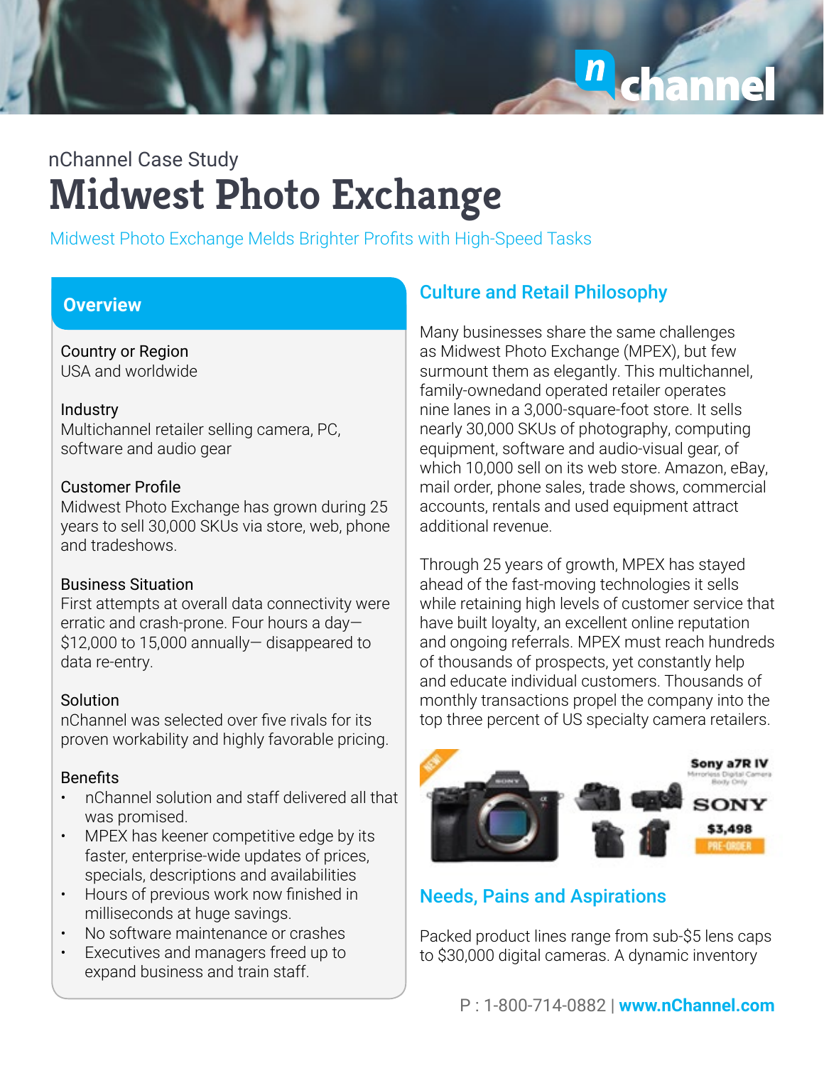nChannel Case Study

# Midwest Photo Exchange

Midwest Photo Exchange Melds Brighter Profits with High-Speed Tasks

## Overview

**Country or Region**
USA and worldwide

**Industry**
Multichannel retailer selling camera, PC, software and audio gear

**Customer Profile**
Midwest Photo Exchange has grown during 25 years to sell 30,000 SKUs via store, web, phone and tradeshows.

**Business Situation**
First attempts at overall data connectivity were erratic and crash-prone. Four hours a day—$12,000 to 15,000 annually— disappeared to data re-entry.

**Solution**
nChannel was selected over five rivals for its proven workability and highly favorable pricing.

**Benefits**

- nChannel solution and staff delivered all that was promised.
- MPEX has keener competitive edge by its faster, enterprise-wide updates of prices, specials, descriptions and availabilities
- Hours of previous work now finished in milliseconds at huge savings.
- No software maintenance or crashes
- Executives and managers freed up to expand business and train staff.

## Culture and Retail Philosophy

Many businesses share the same challenges as Midwest Photo Exchange (MPEX), but few surmount them as elegantly. This multichannel, family-ownedand operated retailer operates nine lanes in a 3,000-square-foot store. It sells nearly 30,000 SKUs of photography, computing equipment, software and audio-visual gear, of which 10,000 sell on its web store. Amazon, eBay, mail order, phone sales, trade shows, commercial accounts, rentals and used equipment attract additional revenue.

Through 25 years of growth, MPEX has stayed ahead of the fast-moving technologies it sells while retaining high levels of customer service that have built loyalty, an excellent online reputation and ongoing referrals. MPEX must reach hundreds of thousands of prospects, yet constantly help and educate individual customers. Thousands of monthly transactions propel the company into the top three percent of US specialty camera retailers.

## Needs, Pains and Aspirations

Packed product lines range from sub-$5 lens caps to $30,000 digital cameras. A dynamic inventory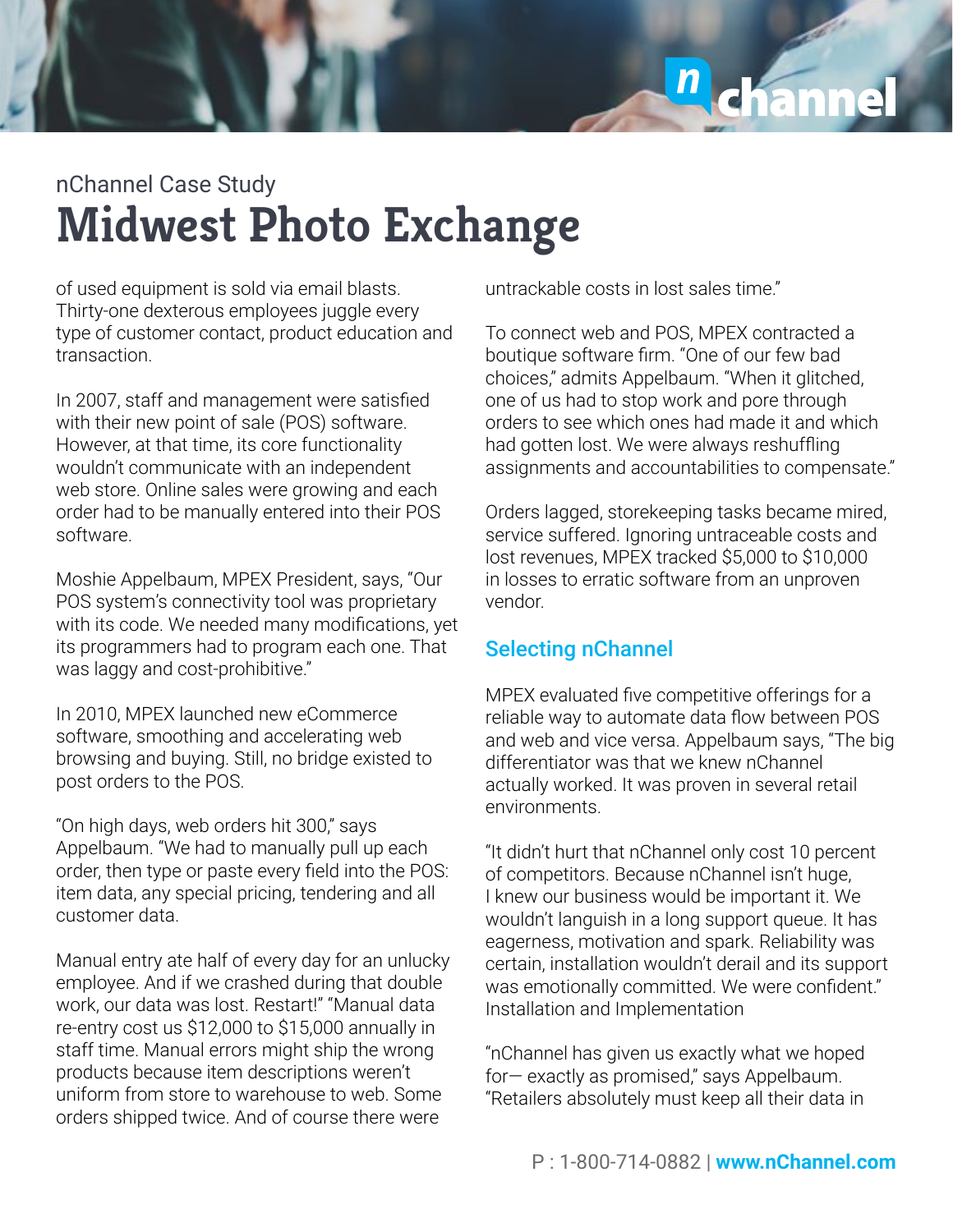of used equipment is sold via email blasts. Thirty-one dexterous employees juggle every type of customer contact, product education and transaction.

In 2007, staff and management were satisfied with their new point of sale (POS) software. However, at that time, its core functionality wouldn't communicate with an independent web store. Online sales were growing and each order had to be manually entered into their POS software.

Moshie Appelbaum, MPEX President, says, "Our POS system's connectivity tool was proprietary with its code. We needed many modifications, yet its programmers had to program each one. That was laggy and cost-prohibitive."

In 2010, MPEX launched new eCommerce software, smoothing and accelerating web browsing and buying. Still, no bridge existed to post orders to the POS.

"On high days, web orders hit 300," says Appelbaum. "We had to manually pull up each order, then type or paste every field into the POS: item data, any special pricing, tendering and all customer data.

Manual entry ate half of every day for an unlucky employee. And if we crashed during that double work, our data was lost. Restart!" "Manual data re-entry cost us $12,000 to $15,000 annually in staff time. Manual errors might ship the wrong products because item descriptions weren't uniform from store to warehouse to web. Some orders shipped twice. And of course there were untrackable costs in lost sales time."

To connect web and POS, MPEX contracted a boutique software firm. "One of our few bad choices," admits Appelbaum. "When it glitched, one of us had to stop work and pore through orders to see which ones had made it and which had gotten lost. We were always reshuffling assignments and accountabilities to compensate."

Orders lagged, storekeeping tasks became mired, service suffered. Ignoring untraceable costs and lost revenues, MPEX tracked $5,000 to $10,000 in losses to erratic software from an unproven vendor.

## Selecting nChannel

MPEX evaluated five competitive offerings for a reliable way to automate data flow between POS and web and vice versa. Appelbaum says, "The big differentiator was that we knew nChannel actually worked. It was proven in several retail environments.

"It didn't hurt that nChannel only cost 10 percent of competitors. Because nChannel isn't huge, I knew our business would be important it. We wouldn't languish in a long support queue. It has eagerness, motivation and spark. Reliability was certain, installation wouldn't derail and its support was emotionally committed. We were confident."
Installation and Implementation

"nChannel has given us exactly what we hoped for— exactly as promised," says Appelbaum. "Retailers absolutely must keep all their data in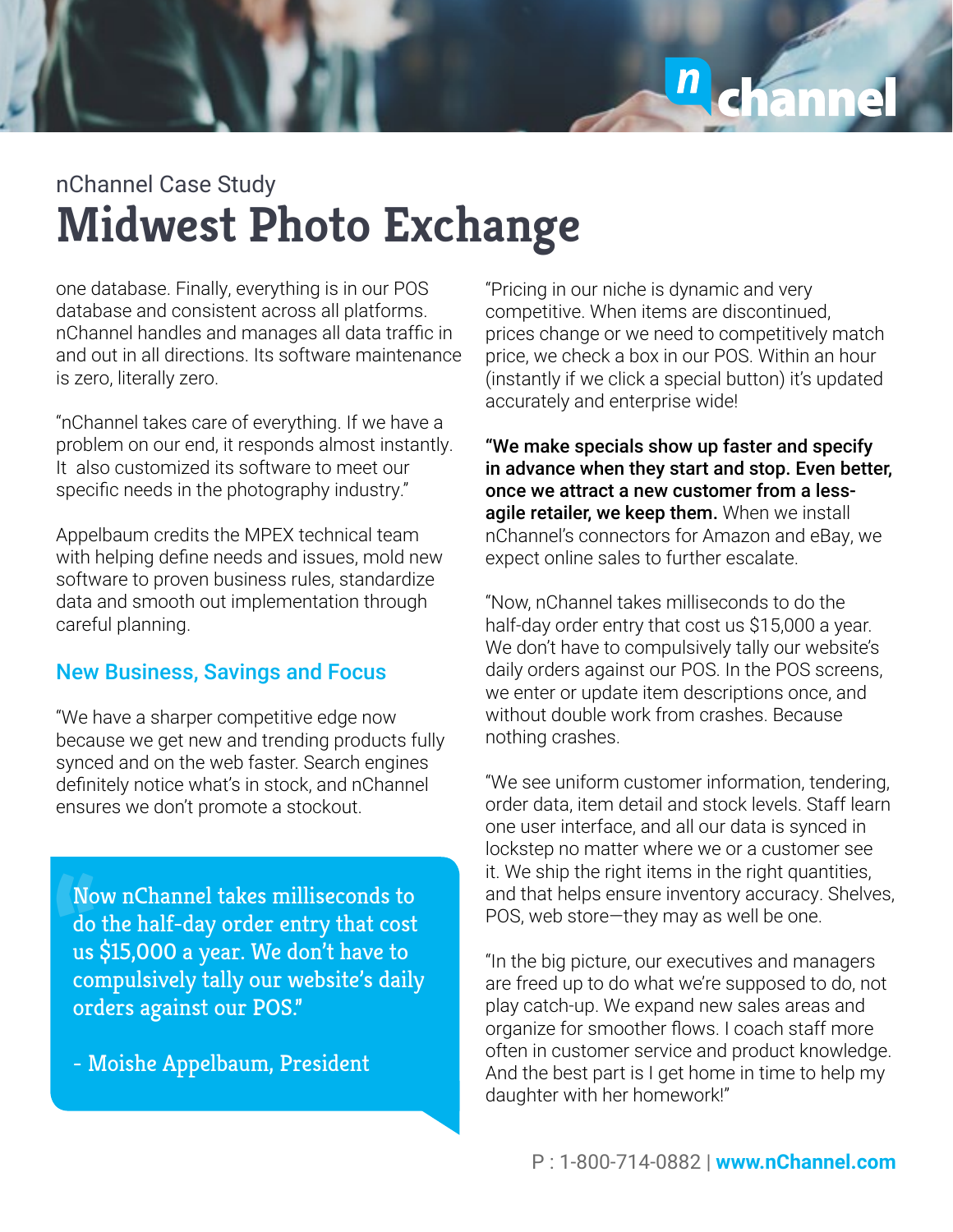nChannel Case Study

# Midwest Photo Exchange

one database. Finally, everything is in our POS database and consistent across all platforms. nChannel handles and manages all data traffic in and out in all directions. Its software maintenance is zero, literally zero.

"nChannel takes care of everything. If we have a problem on our end, it responds almost instantly. It also customized its software to meet our specific needs in the photography industry."

Appelbaum credits the MPEX technical team with helping define needs and issues, mold new software to proven business rules, standardize data and smooth out implementation through careful planning.

## New Business, Savings and Focus

"We have a sharper competitive edge now because we get new and trending products fully synced and on the web faster. Search engines definitely notice what's in stock, and nChannel ensures we don't promote a stockout.

> "Now nChannel takes milliseconds to do the half-day order entry that cost us $15,000 a year. We don't have to compulsively tally our website's daily orders against our POS."
>
> \- Moishe Appelbaum, President

"Pricing in our niche is dynamic and very competitive. When items are discontinued, prices change or we need to competitively match price, we check a box in our POS. Within an hour (instantly if we click a special button) it's updated accurately and enterprise wide!

**"We make specials show up faster and specify in advance when they start and stop. Even better, once we attract a new customer from a less-agile retailer, we keep them.** When we install nChannel's connectors for Amazon and eBay, we expect online sales to further escalate.

"Now, nChannel takes milliseconds to do the half-day order entry that cost us $15,000 a year. We don't have to compulsively tally our website's daily orders against our POS. In the POS screens, we enter or update item descriptions once, and without double work from crashes. Because nothing crashes.

"We see uniform customer information, tendering, order data, item detail and stock levels. Staff learn one user interface, and all our data is synced in lockstep no matter where we or a customer see it. We ship the right items in the right quantities, and that helps ensure inventory accuracy. Shelves, POS, web store—they may as well be one.

"In the big picture, our executives and managers are freed up to do what we're supposed to do, not play catch-up. We expand new sales areas and organize for smoother flows. I coach staff more often in customer service and product knowledge. And the best part is I get home in time to help my daughter with her homework!"

P : 1-800-714-0882 | **www.nChannel.com**